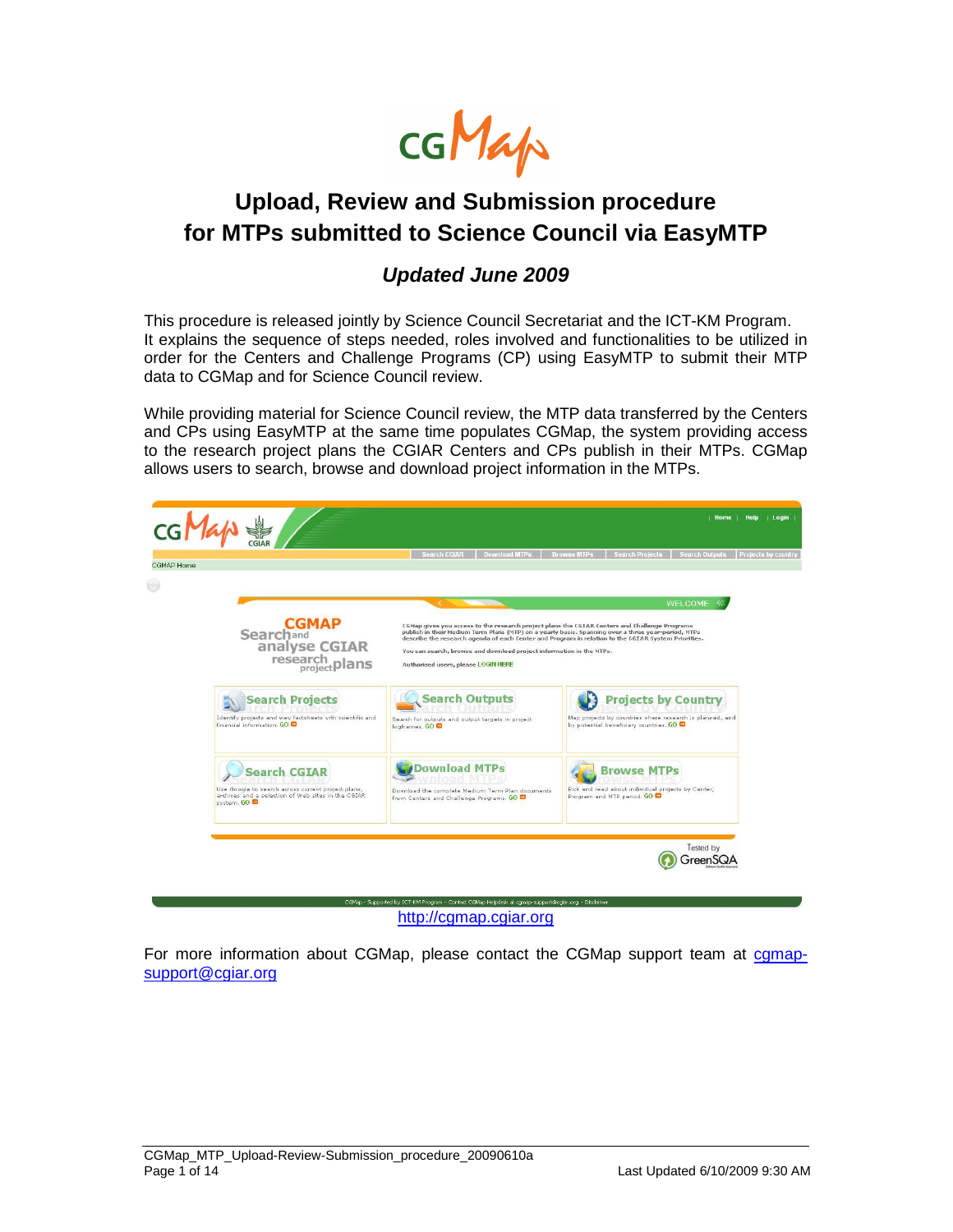# Upload, Review and Submission procedure for MTPs submitted to Science Council via EasyMTP

## *Updated June 2009*

This procedure is released jointly by Science Council Secretariat and the ICT-KM Program. It explains the sequence of steps needed, roles involved and functionalities to be utilized in order for the Centers and Challenge Programs (CP) using EasyMTP to submit their MTP data to CGMap and for Science Council review.

While providing material for Science Council review, the MTP data transferred by the Centers and CPs using EasyMTP at the same time populates CGMap, the system providing access to the research project plans the CGIAR Centers and CPs publish in their MTPs. CGMap allows users to search, browse and download project information in the MTPs.

http://cgmap.cgiar.org

For more information about CGMap, please contact the CGMap support team at cgmap-support@cgiar.org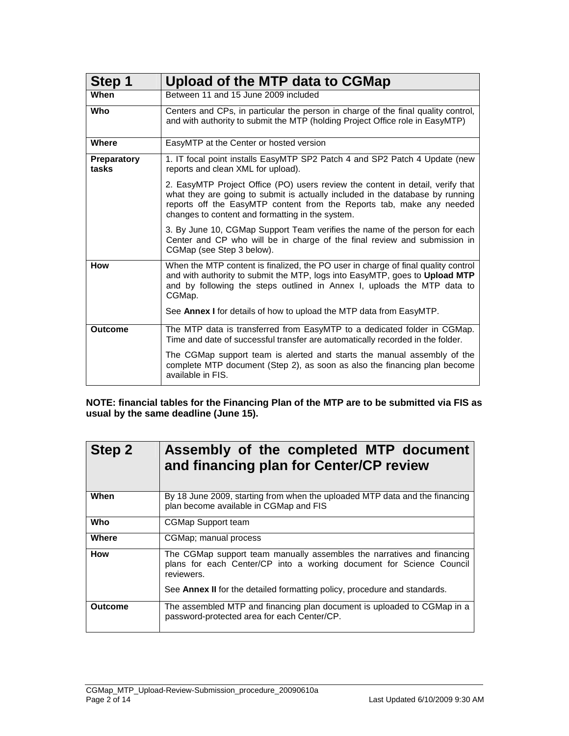| Step 1 | Upload of the MTP data to CGMap |
|---|---|
| **When** | Between 11 and 15 June 2009 included |
| **Who** | Centers and CPs, in particular the person in charge of the final quality control, and with authority to submit the MTP (holding Project Office role in EasyMTP) |
| **Where** | EasyMTP at the Center or hosted version |
| **Preparatory tasks** | 1. IT focal point installs EasyMTP SP2 Patch 4 and SP2 Patch 4 Update (new reports and clean XML for upload).<br><br>2. EasyMTP Project Office (PO) users review the content in detail, verify that what they are going to submit is actually included in the database by running reports off the EasyMTP content from the Reports tab, make any needed changes to content and formatting in the system.<br><br>3. By June 10, CGMap Support Team verifies the name of the person for each Center and CP who will be in charge of the final review and submission in CGMap (see Step 3 below). |
| **How** | When the MTP content is finalized, the PO user in charge of final quality control and with authority to submit the MTP, logs into EasyMTP, goes to **Upload MTP** and by following the steps outlined in Annex I, uploads the MTP data to CGMap.<br><br>See **Annex I** for details of how to upload the MTP data from EasyMTP. |
| **Outcome** | The MTP data is transferred from EasyMTP to a dedicated folder in CGMap. Time and date of successful transfer are automatically recorded in the folder.<br><br>The CGMap support team is alerted and starts the manual assembly of the complete MTP document (Step 2), as soon as also the financing plan become available in FIS. |

**NOTE: financial tables for the Financing Plan of the MTP are to be submitted via FIS as usual by the same deadline (June 15).**

| Step 2 | Assembly of the completed MTP document and financing plan for Center/CP review |
|---|---|
| **When** | By 18 June 2009, starting from when the uploaded MTP data and the financing plan become available in CGMap and FIS |
| **Who** | CGMap Support team |
| **Where** | CGMap; manual process |
| **How** | The CGMap support team manually assembles the narratives and financing plans for each Center/CP into a working document for Science Council reviewers.<br><br>See **Annex II** for the detailed formatting policy, procedure and standards. |
| **Outcome** | The assembled MTP and financing plan document is uploaded to CGMap in a password-protected area for each Center/CP. |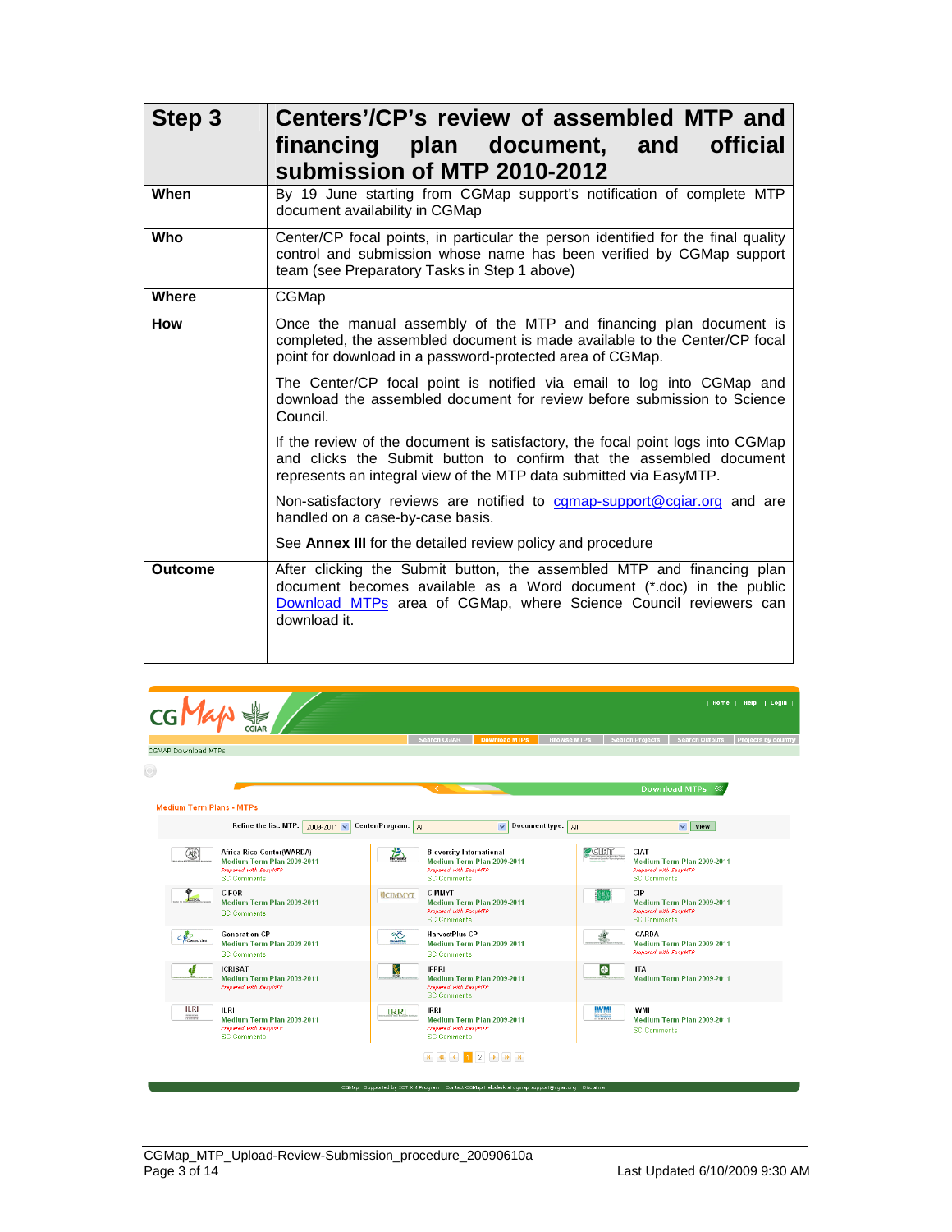| Step 3 | Centers'/CP's review of assembled MTP and financing plan document, and official submission of MTP 2010-2012 |
|---|---|
| **When** | By 19 June starting from CGMap support's notification of complete MTP document availability in CGMap |
| **Who** | Center/CP focal points, in particular the person identified for the final quality control and submission whose name has been verified by CGMap support team (see Preparatory Tasks in Step 1 above) |
| **Where** | CGMap |
| **How** | Once the manual assembly of the MTP and financing plan document is completed, the assembled document is made available to the Center/CP focal point for download in a password-protected area of CGMap.<br><br>The Center/CP focal point is notified via email to log into CGMap and download the assembled document for review before submission to Science Council.<br><br>If the review of the document is satisfactory, the focal point logs into CGMap and clicks the Submit button to confirm that the assembled document represents an integral view of the MTP data submitted via EasyMTP.<br><br>Non-satisfactory reviews are notified to cgmap-support@cgiar.org and are handled on a case-by-case basis.<br><br>See **Annex III** for the detailed review policy and procedure |
| **Outcome** | After clicking the Submit button, the assembled MTP and financing plan document becomes available as a Word document (*.doc) in the public Download MTPs area of CGMap, where Science Council reviewers can download it. |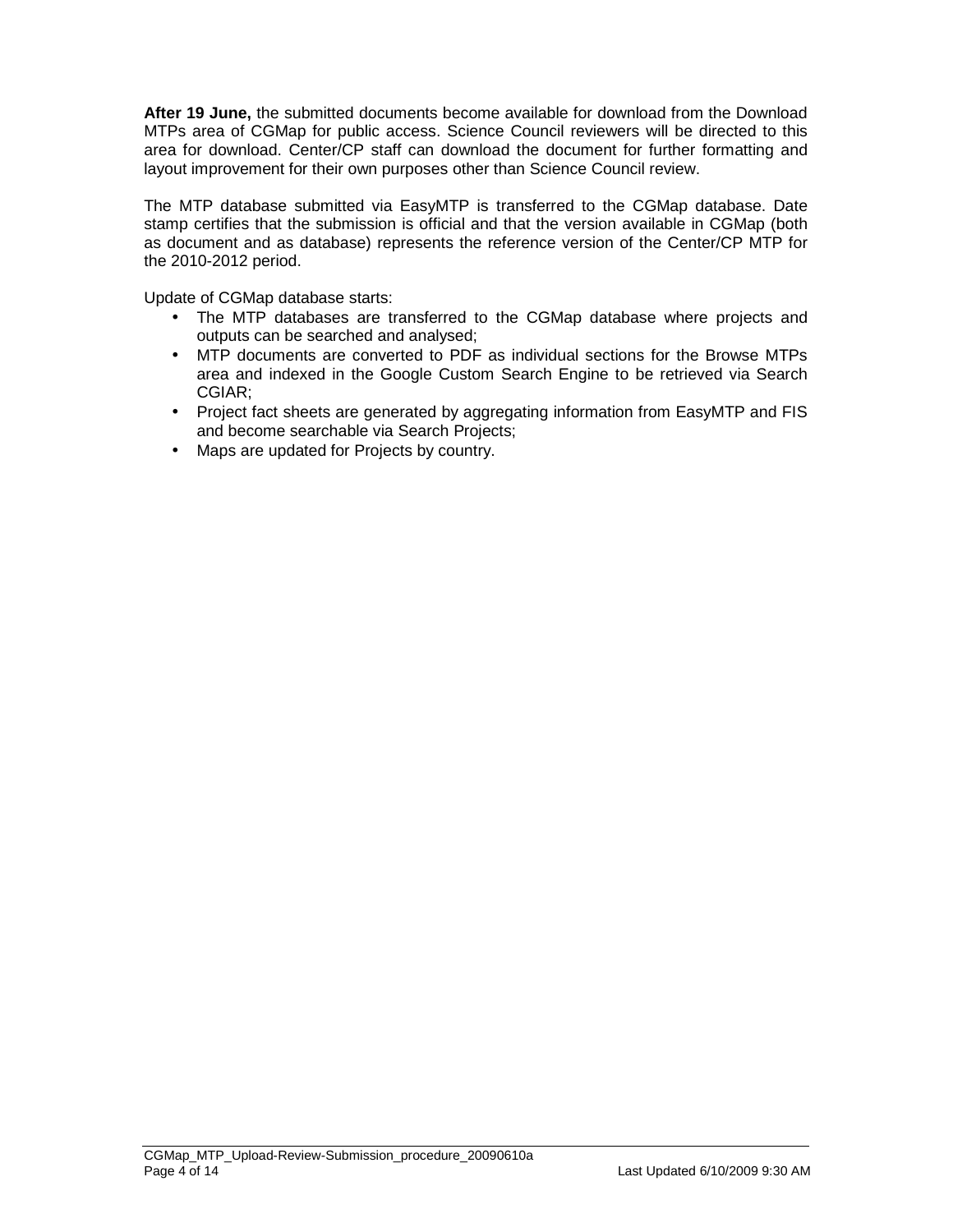**After 19 June,** the submitted documents become available for download from the Download MTPs area of CGMap for public access. Science Council reviewers will be directed to this area for download. Center/CP staff can download the document for further formatting and layout improvement for their own purposes other than Science Council review.

The MTP database submitted via EasyMTP is transferred to the CGMap database. Date stamp certifies that the submission is official and that the version available in CGMap (both as document and as database) represents the reference version of the Center/CP MTP for the 2010-2012 period.

Update of CGMap database starts:

- The MTP databases are transferred to the CGMap database where projects and outputs can be searched and analysed;
- MTP documents are converted to PDF as individual sections for the Browse MTPs area and indexed in the Google Custom Search Engine to be retrieved via Search CGIAR;
- Project fact sheets are generated by aggregating information from EasyMTP and FIS and become searchable via Search Projects;
- Maps are updated for Projects by country.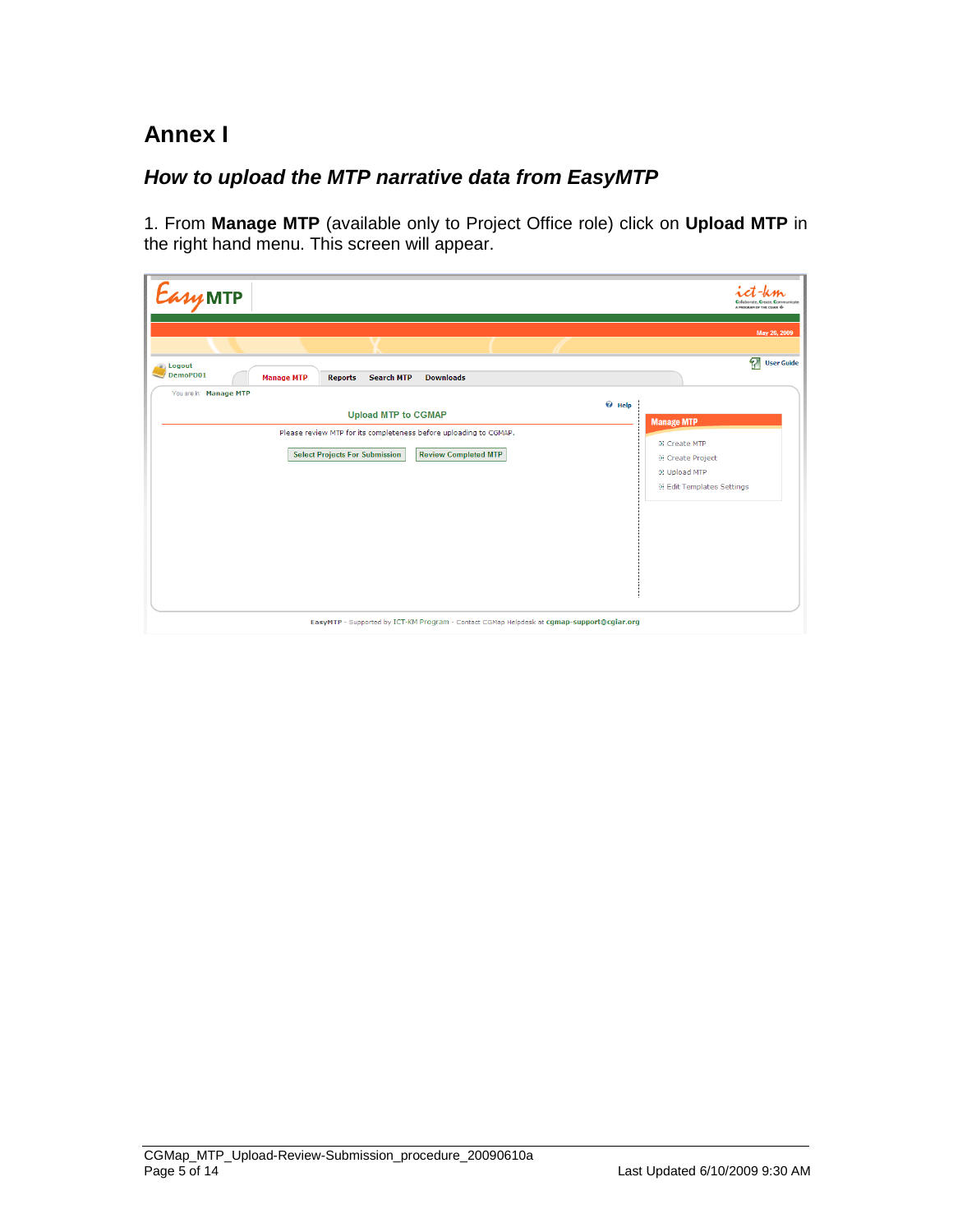# Annex I

## *How to upload the MTP narrative data from EasyMTP*

1. From **Manage MTP** (available only to Project Office role) click on **Upload MTP** in the right hand menu. This screen will appear.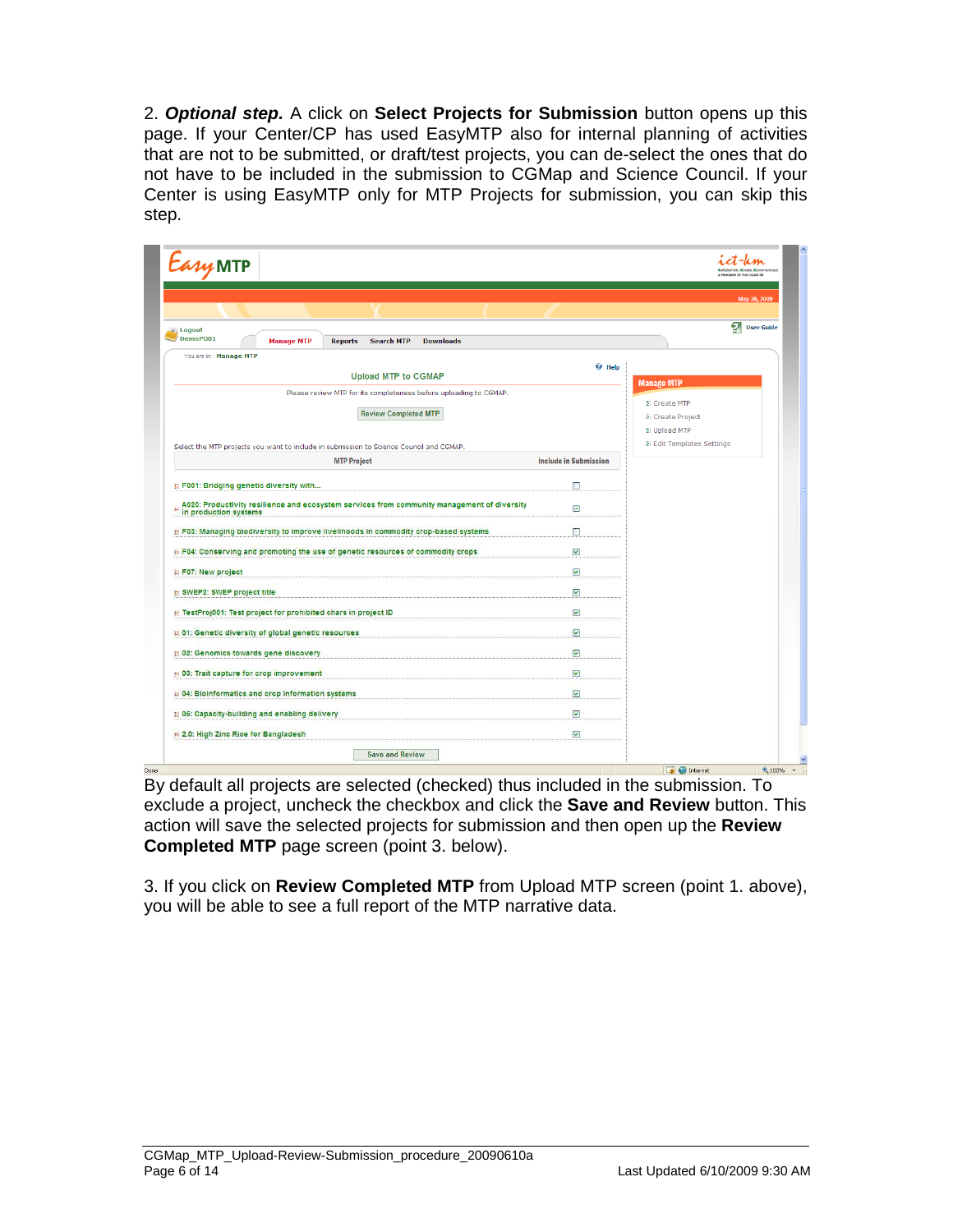2. ***Optional step.*** A click on **Select Projects for Submission** button opens up this page. If your Center/CP has used EasyMTP also for internal planning of activities that are not to be submitted, or draft/test projects, you can de-select the ones that do not have to be included in the submission to CGMap and Science Council. If your Center is using EasyMTP only for MTP Projects for submission, you can skip this step.

By default all projects are selected (checked) thus included in the submission. To exclude a project, uncheck the checkbox and click the **Save and Review** button. This action will save the selected projects for submission and then open up the **Review Completed MTP** page screen (point 3. below).

3. If you click on **Review Completed MTP** from Upload MTP screen (point 1. above), you will be able to see a full report of the MTP narrative data.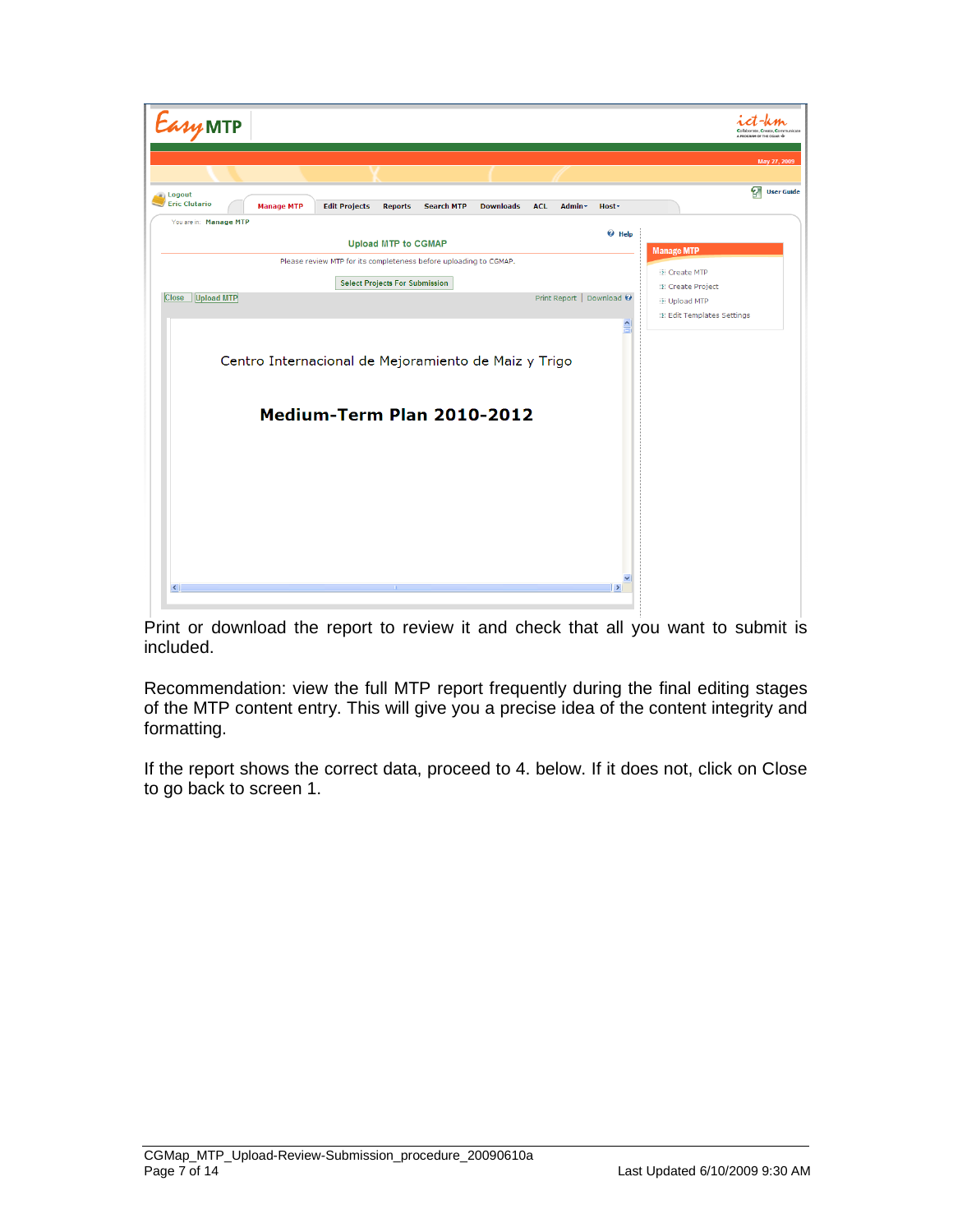Print or download the report to review it and check that all you want to submit is included.

Recommendation: view the full MTP report frequently during the final editing stages of the MTP content entry. This will give you a precise idea of the content integrity and formatting.

If the report shows the correct data, proceed to 4. below. If it does not, click on Close to go back to screen 1.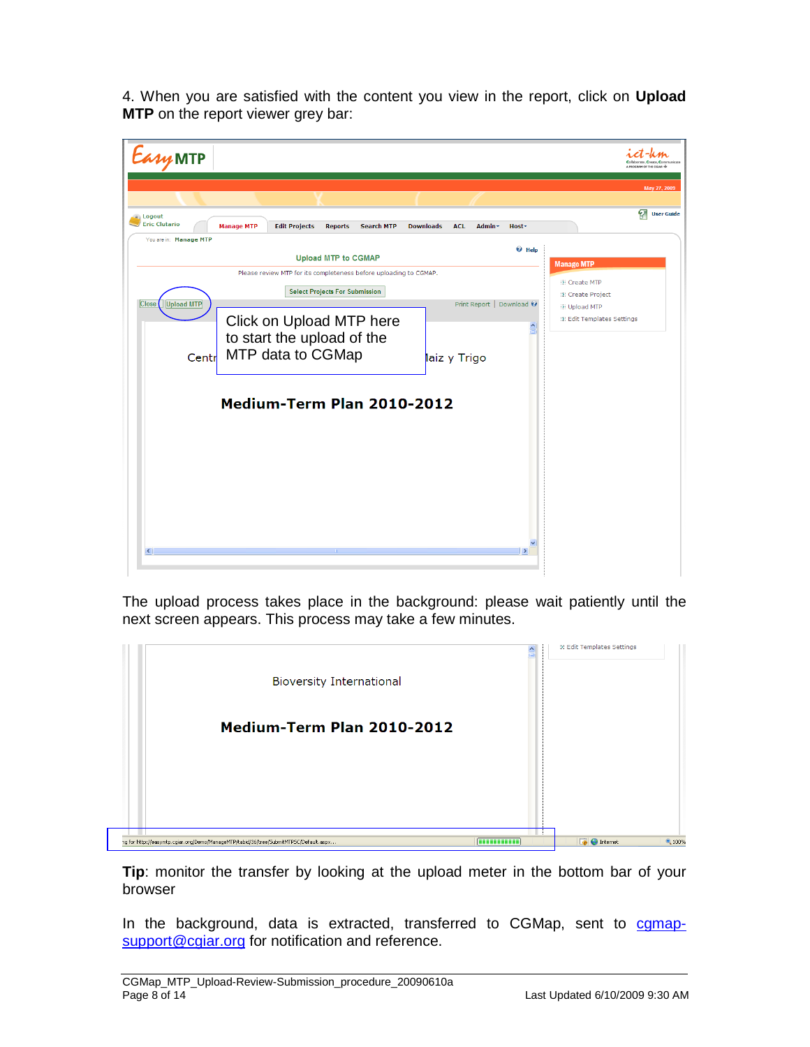4. When you are satisfied with the content you view in the report, click on **Upload MTP** on the report viewer grey bar:

The upload process takes place in the background: please wait patiently until the next screen appears. This process may take a few minutes.

**Tip**: monitor the transfer by looking at the upload meter in the bottom bar of your browser

In the background, data is extracted, transferred to CGMap, sent to [cgmap-support@cgiar.org](mailto:cgmap-support@cgiar.org) for notification and reference.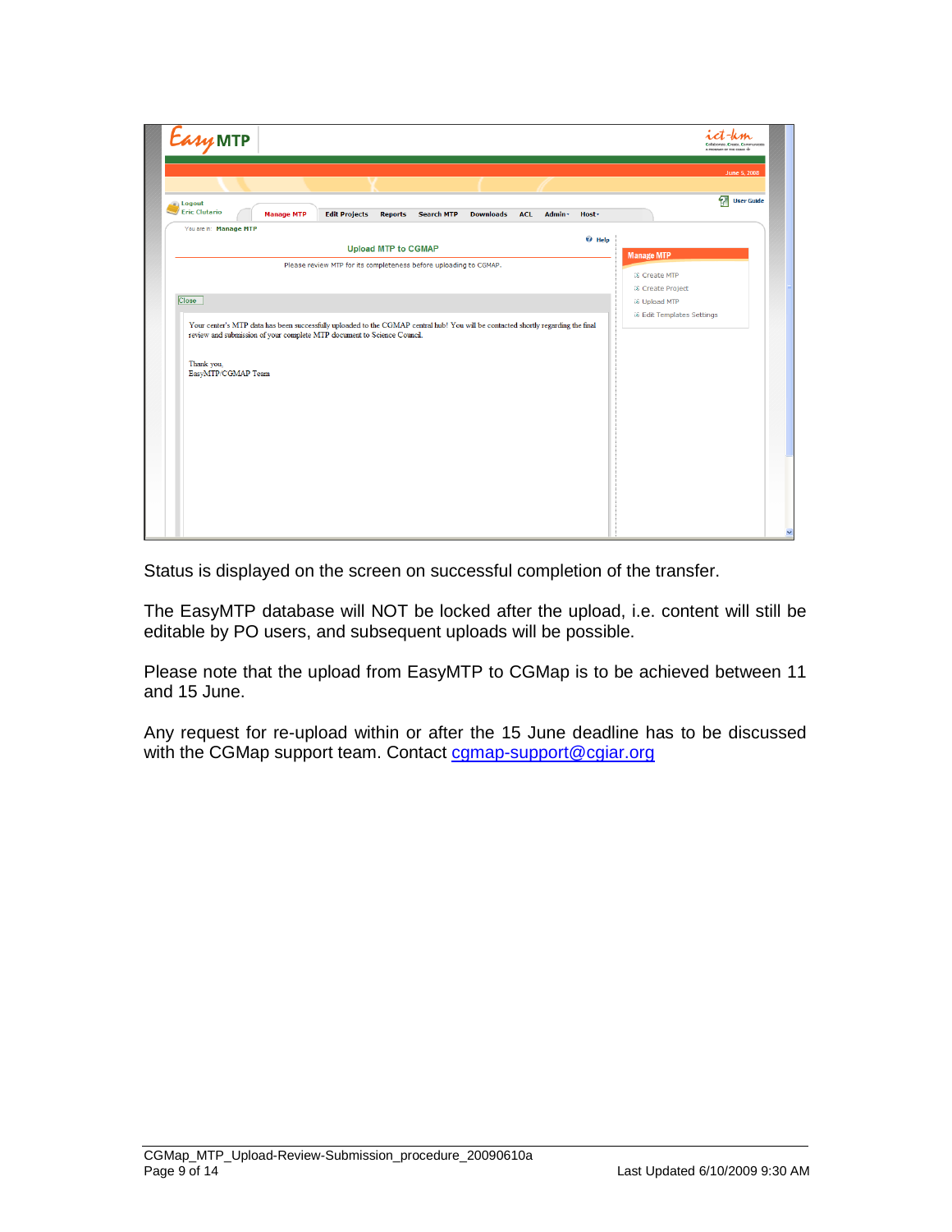Status is displayed on the screen on successful completion of the transfer.

The EasyMTP database will NOT be locked after the upload, i.e. content will still be editable by PO users, and subsequent uploads will be possible.

Please note that the upload from EasyMTP to CGMap is to be achieved between 11 and 15 June.

Any request for re-upload within or after the 15 June deadline has to be discussed with the CGMap support team. Contact cgmap-support@cgiar.org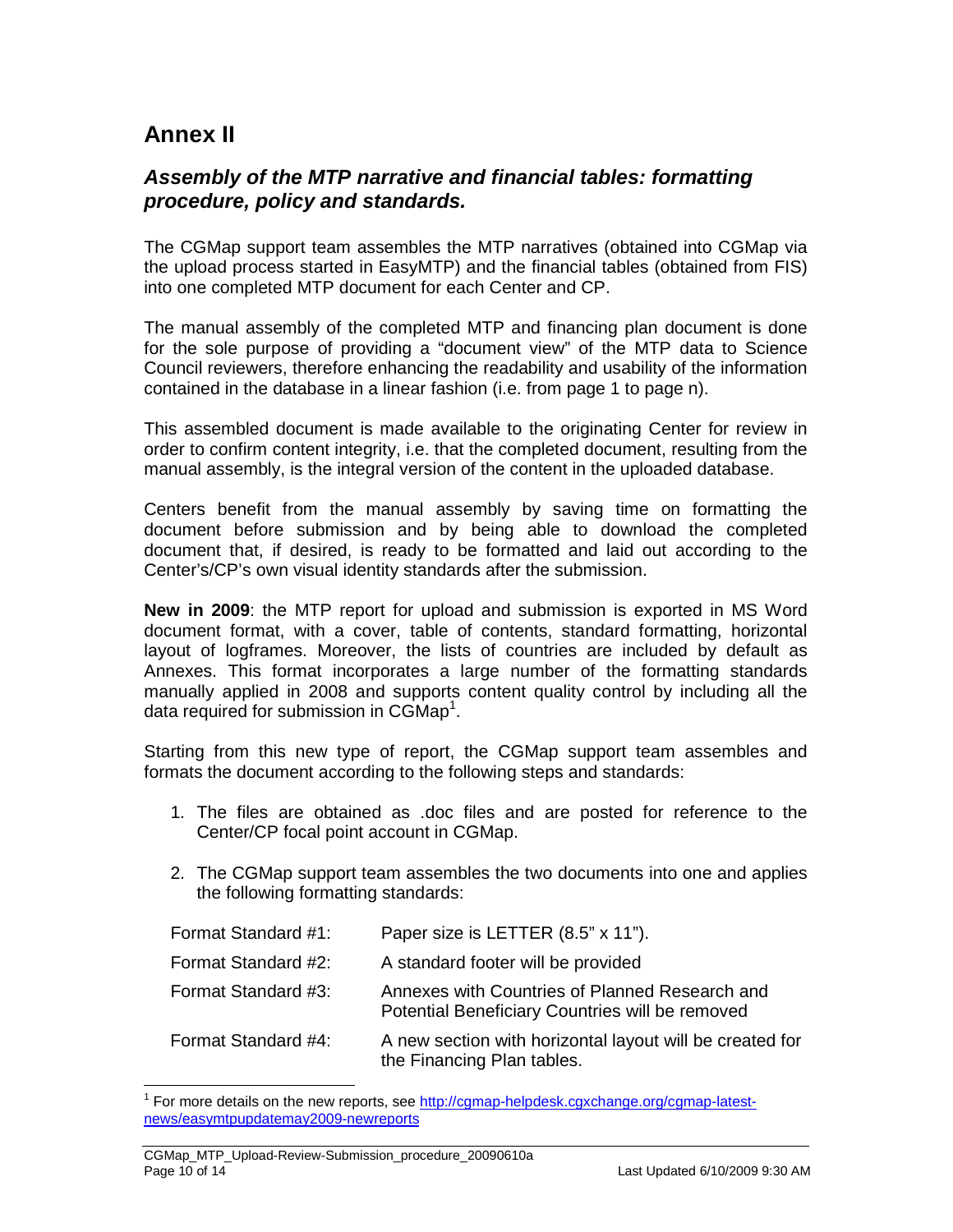# Annex II

## *Assembly of the MTP narrative and financial tables: formatting procedure, policy and standards.*

The CGMap support team assembles the MTP narratives (obtained into CGMap via the upload process started in EasyMTP) and the financial tables (obtained from FIS) into one completed MTP document for each Center and CP.

The manual assembly of the completed MTP and financing plan document is done for the sole purpose of providing a "document view" of the MTP data to Science Council reviewers, therefore enhancing the readability and usability of the information contained in the database in a linear fashion (i.e. from page 1 to page n).

This assembled document is made available to the originating Center for review in order to confirm content integrity, i.e. that the completed document, resulting from the manual assembly, is the integral version of the content in the uploaded database.

Centers benefit from the manual assembly by saving time on formatting the document before submission and by being able to download the completed document that, if desired, is ready to be formatted and laid out according to the Center's/CP's own visual identity standards after the submission.

**New in 2009**: the MTP report for upload and submission is exported in MS Word document format, with a cover, table of contents, standard formatting, horizontal layout of logframes. Moreover, the lists of countries are included by default as Annexes. This format incorporates a large number of the formatting standards manually applied in 2008 and supports content quality control by including all the data required for submission in CGMap[1].

Starting from this new type of report, the CGMap support team assembles and formats the document according to the following steps and standards:

1. The files are obtained as .doc files and are posted for reference to the Center/CP focal point account in CGMap.

2. The CGMap support team assembles the two documents into one and applies the following formatting standards:

| | |
|---|---|
| Format Standard #1: | Paper size is LETTER (8.5" x 11"). |
| Format Standard #2: | A standard footer will be provided |
| Format Standard #3: | Annexes with Countries of Planned Research and Potential Beneficiary Countries will be removed |
| Format Standard #4: | A new section with horizontal layout will be created for the Financing Plan tables. |

[1] For more details on the new reports, see http://cgmap-helpdesk.cgxchange.org/cgmap-latest-news/easymtpupdatemay2009-newreports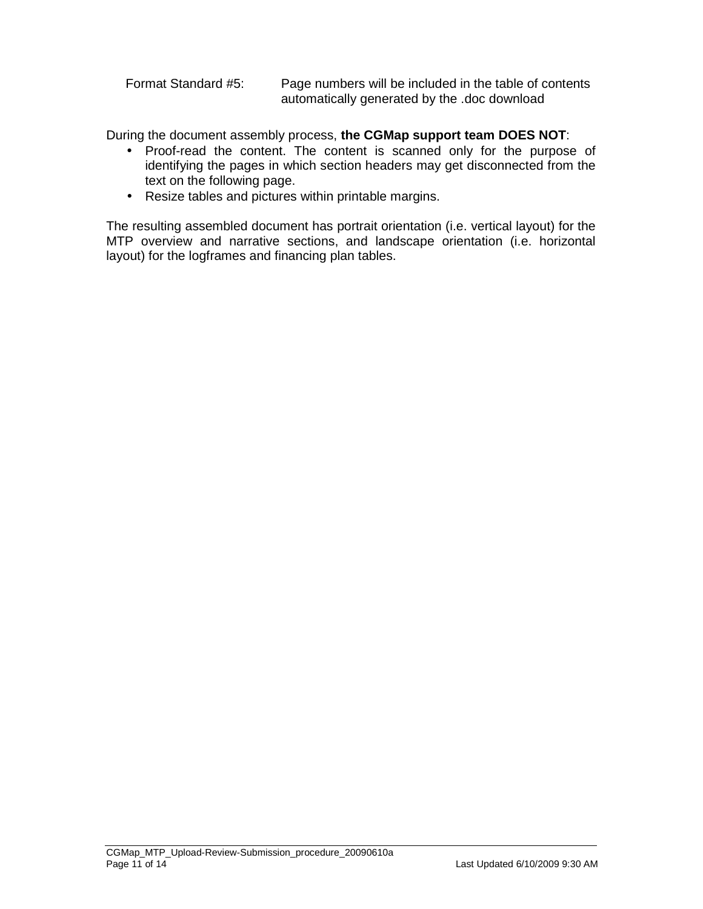Format Standard #5: Page numbers will be included in the table of contents automatically generated by the .doc download

During the document assembly process, **the CGMap support team DOES NOT**:

- Proof-read the content. The content is scanned only for the purpose of identifying the pages in which section headers may get disconnected from the text on the following page.
- Resize tables and pictures within printable margins.

The resulting assembled document has portrait orientation (i.e. vertical layout) for the MTP overview and narrative sections, and landscape orientation (i.e. horizontal layout) for the logframes and financing plan tables.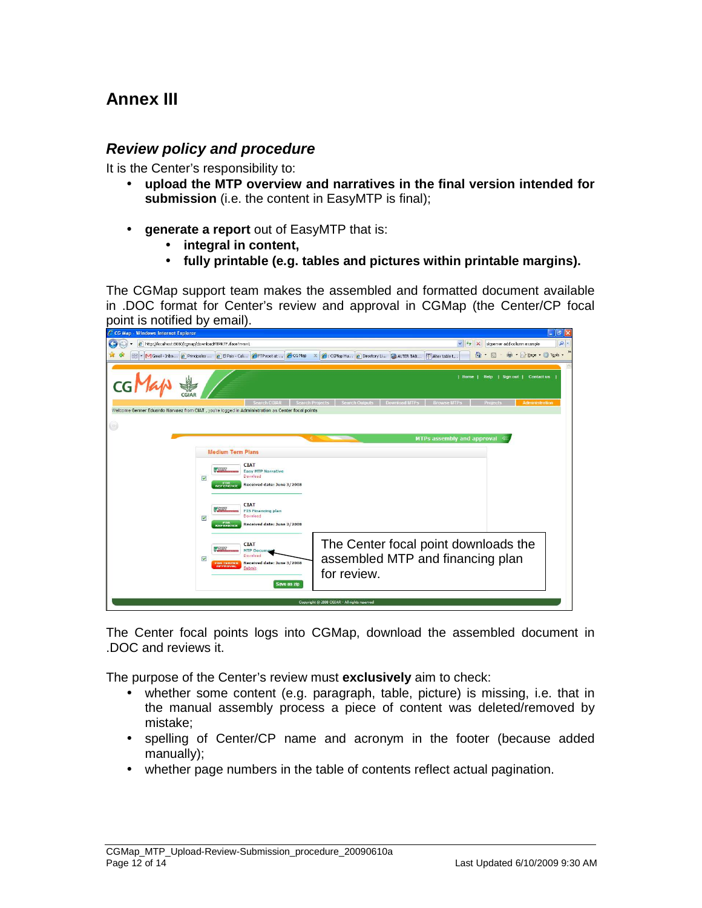# Annex III

## *Review policy and procedure*

It is the Center's responsibility to:

- **upload the MTP overview and narratives in the final version intended for submission** (i.e. the content in EasyMTP is final);

- **generate a report** out of EasyMTP that is:
  - **integral in content,**
  - **fully printable (e.g. tables and pictures within printable margins).**

The CGMap support team makes the assembled and formatted document available in .DOC format for Center's review and approval in CGMap (the Center/CP focal point is notified by email).

The Center focal point downloads the assembled MTP and financing plan for review.

The Center focal points logs into CGMap, download the assembled document in .DOC and reviews it.

The purpose of the Center's review must **exclusively** aim to check:

- whether some content (e.g. paragraph, table, picture) is missing, i.e. that in the manual assembly process a piece of content was deleted/removed by mistake;
- spelling of Center/CP name and acronym in the footer (because added manually);
- whether page numbers in the table of contents reflect actual pagination.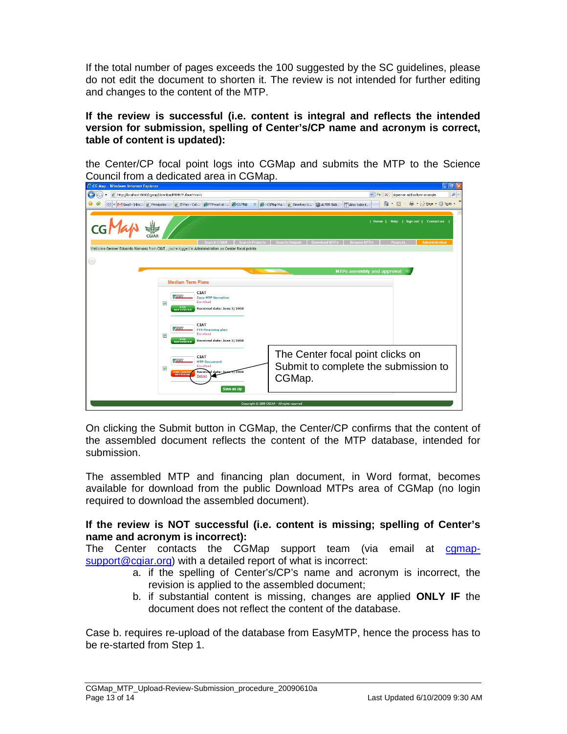If the total number of pages exceeds the 100 suggested by the SC guidelines, please do not edit the document to shorten it. The review is not intended for further editing and changes to the content of the MTP.

**If the review is successful (i.e. content is integral and reflects the intended version for submission, spelling of Center's/CP name and acronym is correct, table of content is updated):**

the Center/CP focal point logs into CGMap and submits the MTP to the Science Council from a dedicated area in CGMap.

The Center focal point clicks on Submit to complete the submission to CGMap.

On clicking the Submit button in CGMap, the Center/CP confirms that the content of the assembled document reflects the content of the MTP database, intended for submission.

The assembled MTP and financing plan document, in Word format, becomes available for download from the public Download MTPs area of CGMap (no login required to download the assembled document).

**If the review is NOT successful (i.e. content is missing; spelling of Center's name and acronym is incorrect):**

The Center contacts the CGMap support team (via email at cgmap-support@cgiar.org) with a detailed report of what is incorrect:

a. if the spelling of Center's/CP's name and acronym is incorrect, the revision is applied to the assembled document;
b. if substantial content is missing, changes are applied **ONLY IF** the document does not reflect the content of the database.

Case b. requires re-upload of the database from EasyMTP, hence the process has to be re-started from Step 1.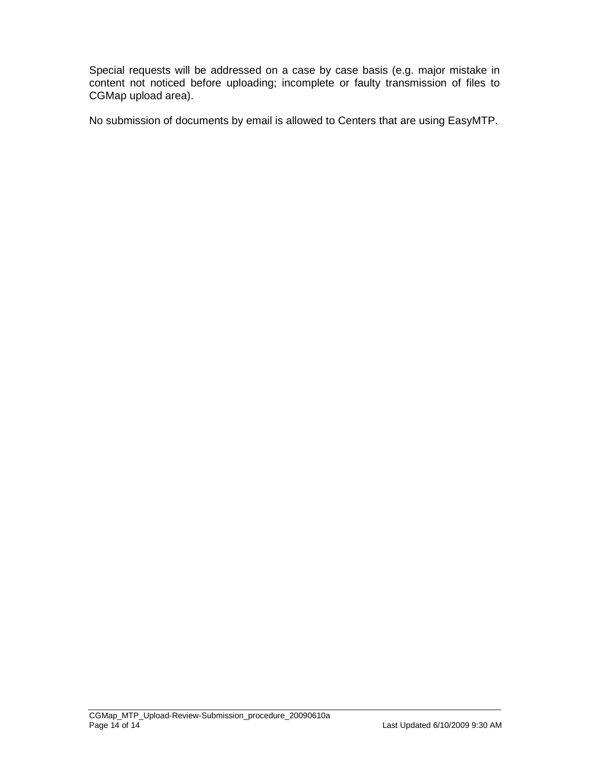Special requests will be addressed on a case by case basis (e.g. major mistake in content not noticed before uploading; incomplete or faulty transmission of files to CGMap upload area).

No submission of documents by email is allowed to Centers that are using EasyMTP.